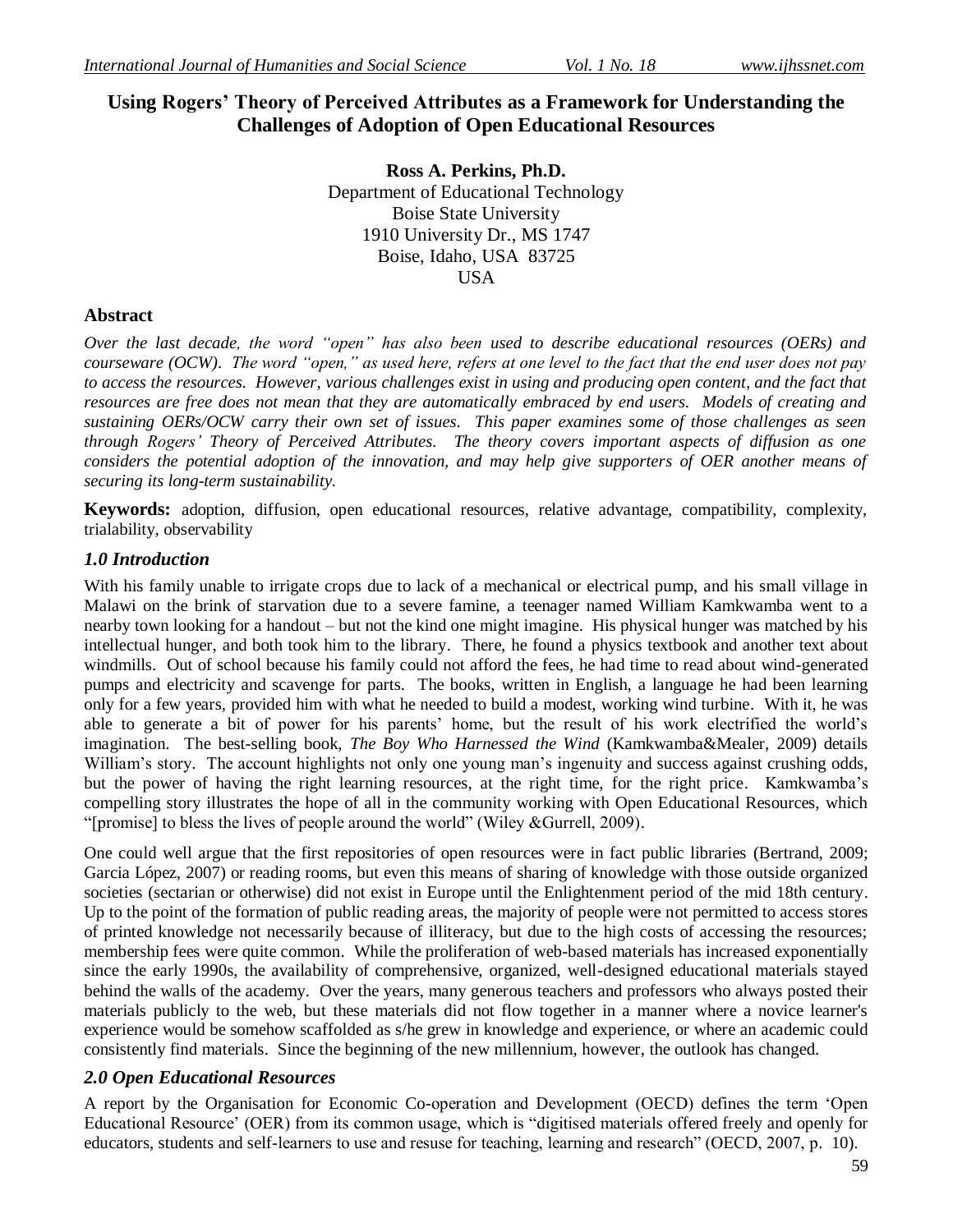# Using Rogers' Theory of Perceived Attributes as a Framework for Understanding the Challenges of Adoption of Open Educational Resources

**Ross A. Perkins, Ph.D.**
Department of Educational Technology
Boise State University
1910 University Dr., MS 1747
Boise, Idaho, USA 83725
USA

## Abstract

*Over the last decade, the word "open" has also been used to describe educational resources (OERs) and courseware (OCW). The word "open," as used here, refers at one level to the fact that the end user does not pay to access the resources. However, various challenges exist in using and producing open content, and the fact that resources are free does not mean that they are automatically embraced by end users. Models of creating and sustaining OERs/OCW carry their own set of issues. This paper examines some of those challenges as seen through Rogers' Theory of Perceived Attributes. The theory covers important aspects of diffusion as one considers the potential adoption of the innovation, and may help give supporters of OER another means of securing its long-term sustainability.*

**Keywords:** adoption, diffusion, open educational resources, relative advantage, compatibility, complexity, trialability, observability

## *1.0 Introduction*

With his family unable to irrigate crops due to lack of a mechanical or electrical pump, and his small village in Malawi on the brink of starvation due to a severe famine, a teenager named William Kamkwamba went to a nearby town looking for a handout – but not the kind one might imagine. His physical hunger was matched by his intellectual hunger, and both took him to the library. There, he found a physics textbook and another text about windmills. Out of school because his family could not afford the fees, he had time to read about wind-generated pumps and electricity and scavenge for parts. The books, written in English, a language he had been learning only for a few years, provided him with what he needed to build a modest, working wind turbine. With it, he was able to generate a bit of power for his parents' home, but the result of his work electrified the world's imagination. The best-selling book, *The Boy Who Harnessed the Wind* (Kamkwamba&Mealer, 2009) details William's story. The account highlights not only one young man's ingenuity and success against crushing odds, but the power of having the right learning resources, at the right time, for the right price. Kamkwamba's compelling story illustrates the hope of all in the community working with Open Educational Resources, which "[promise] to bless the lives of people around the world" (Wiley &Gurrell, 2009).

One could well argue that the first repositories of open resources were in fact public libraries (Bertrand, 2009; Garcia López, 2007) or reading rooms, but even this means of sharing of knowledge with those outside organized societies (sectarian or otherwise) did not exist in Europe until the Enlightenment period of the mid 18th century. Up to the point of the formation of public reading areas, the majority of people were not permitted to access stores of printed knowledge not necessarily because of illiteracy, but due to the high costs of accessing the resources; membership fees were quite common. While the proliferation of web-based materials has increased exponentially since the early 1990s, the availability of comprehensive, organized, well-designed educational materials stayed behind the walls of the academy. Over the years, many generous teachers and professors who always posted their materials publicly to the web, but these materials did not flow together in a manner where a novice learner's experience would be somehow scaffolded as s/he grew in knowledge and experience, or where an academic could consistently find materials. Since the beginning of the new millennium, however, the outlook has changed.

## *2.0 Open Educational Resources*

A report by the Organisation for Economic Co-operation and Development (OECD) defines the term 'Open Educational Resource' (OER) from its common usage, which is "digitised materials offered freely and openly for educators, students and self-learners to use and resuse for teaching, learning and research" (OECD, 2007, p. 10).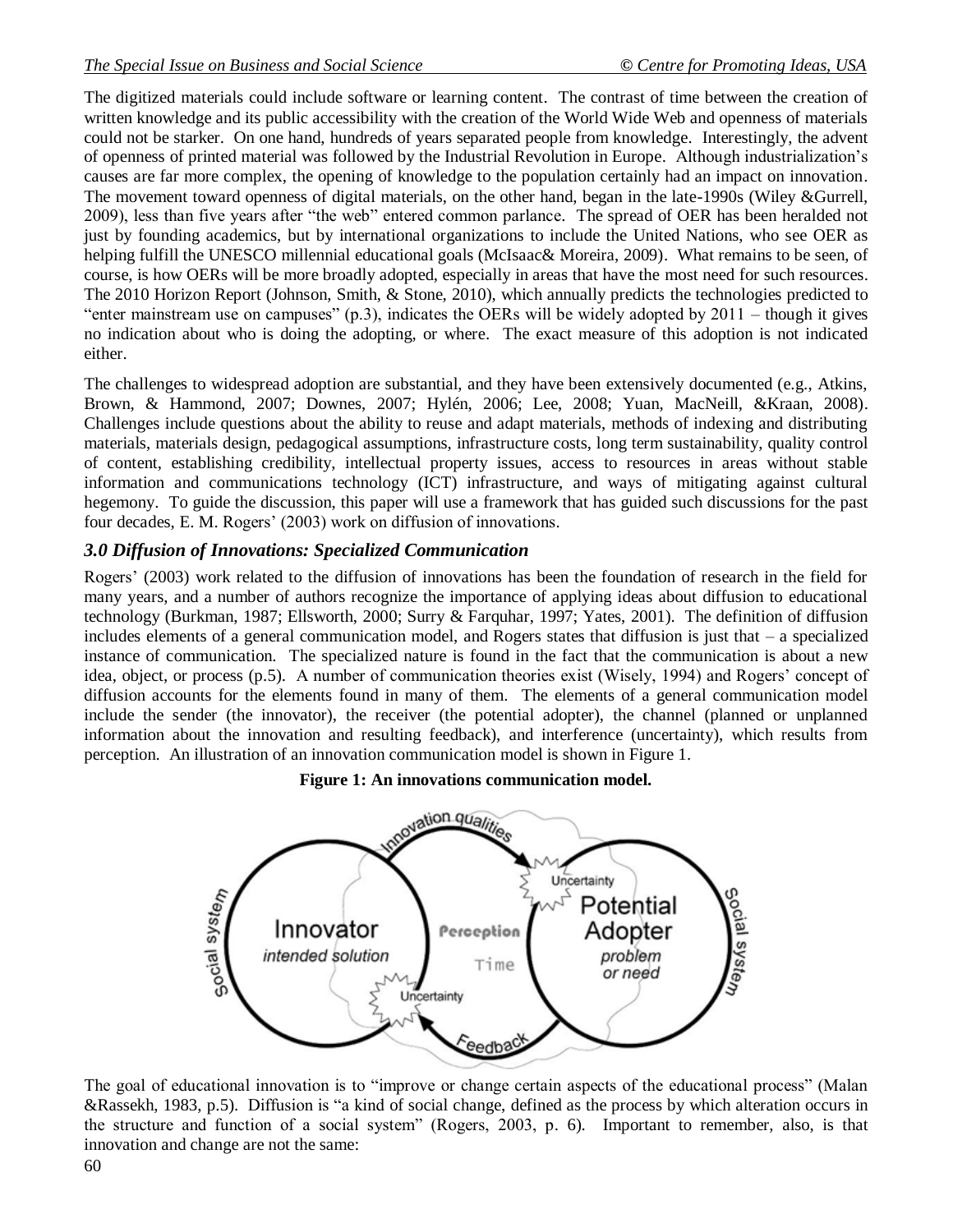The digitized materials could include software or learning content. The contrast of time between the creation of written knowledge and its public accessibility with the creation of the World Wide Web and openness of materials could not be starker. On one hand, hundreds of years separated people from knowledge. Interestingly, the advent of openness of printed material was followed by the Industrial Revolution in Europe. Although industrialization's causes are far more complex, the opening of knowledge to the population certainly had an impact on innovation. The movement toward openness of digital materials, on the other hand, began in the late-1990s (Wiley &Gurrell, 2009), less than five years after "the web" entered common parlance. The spread of OER has been heralded not just by founding academics, but by international organizations to include the United Nations, who see OER as helping fulfill the UNESCO millennial educational goals (McIsaac& Moreira, 2009). What remains to be seen, of course, is how OERs will be more broadly adopted, especially in areas that have the most need for such resources. The 2010 Horizon Report (Johnson, Smith, & Stone, 2010), which annually predicts the technologies predicted to "enter mainstream use on campuses" (p.3), indicates the OERs will be widely adopted by 2011 – though it gives no indication about who is doing the adopting, or where. The exact measure of this adoption is not indicated either.

The challenges to widespread adoption are substantial, and they have been extensively documented (e.g., Atkins, Brown, & Hammond, 2007; Downes, 2007; Hylén, 2006; Lee, 2008; Yuan, MacNeill, &Kraan, 2008). Challenges include questions about the ability to reuse and adapt materials, methods of indexing and distributing materials, materials design, pedagogical assumptions, infrastructure costs, long term sustainability, quality control of content, establishing credibility, intellectual property issues, access to resources in areas without stable information and communications technology (ICT) infrastructure, and ways of mitigating against cultural hegemony. To guide the discussion, this paper will use a framework that has guided such discussions for the past four decades, E. M. Rogers' (2003) work on diffusion of innovations.

### *3.0 Diffusion of Innovations: Specialized Communication*

Rogers' (2003) work related to the diffusion of innovations has been the foundation of research in the field for many years, and a number of authors recognize the importance of applying ideas about diffusion to educational technology (Burkman, 1987; Ellsworth, 2000; Surry & Farquhar, 1997; Yates, 2001). The definition of diffusion includes elements of a general communication model, and Rogers states that diffusion is just that – a specialized instance of communication. The specialized nature is found in the fact that the communication is about a new idea, object, or process (p.5). A number of communication theories exist (Wisely, 1994) and Rogers' concept of diffusion accounts for the elements found in many of them. The elements of a general communication model include the sender (the innovator), the receiver (the potential adopter), the channel (planned or unplanned information about the innovation and resulting feedback), and interference (uncertainty), which results from perception. An illustration of an innovation communication model is shown in Figure 1.

**Figure 1: An innovations communication model.**

The goal of educational innovation is to "improve or change certain aspects of the educational process" (Malan &Rassekh, 1983, p.5). Diffusion is "a kind of social change, defined as the process by which alteration occurs in the structure and function of a social system" (Rogers, 2003, p. 6). Important to remember, also, is that innovation and change are not the same: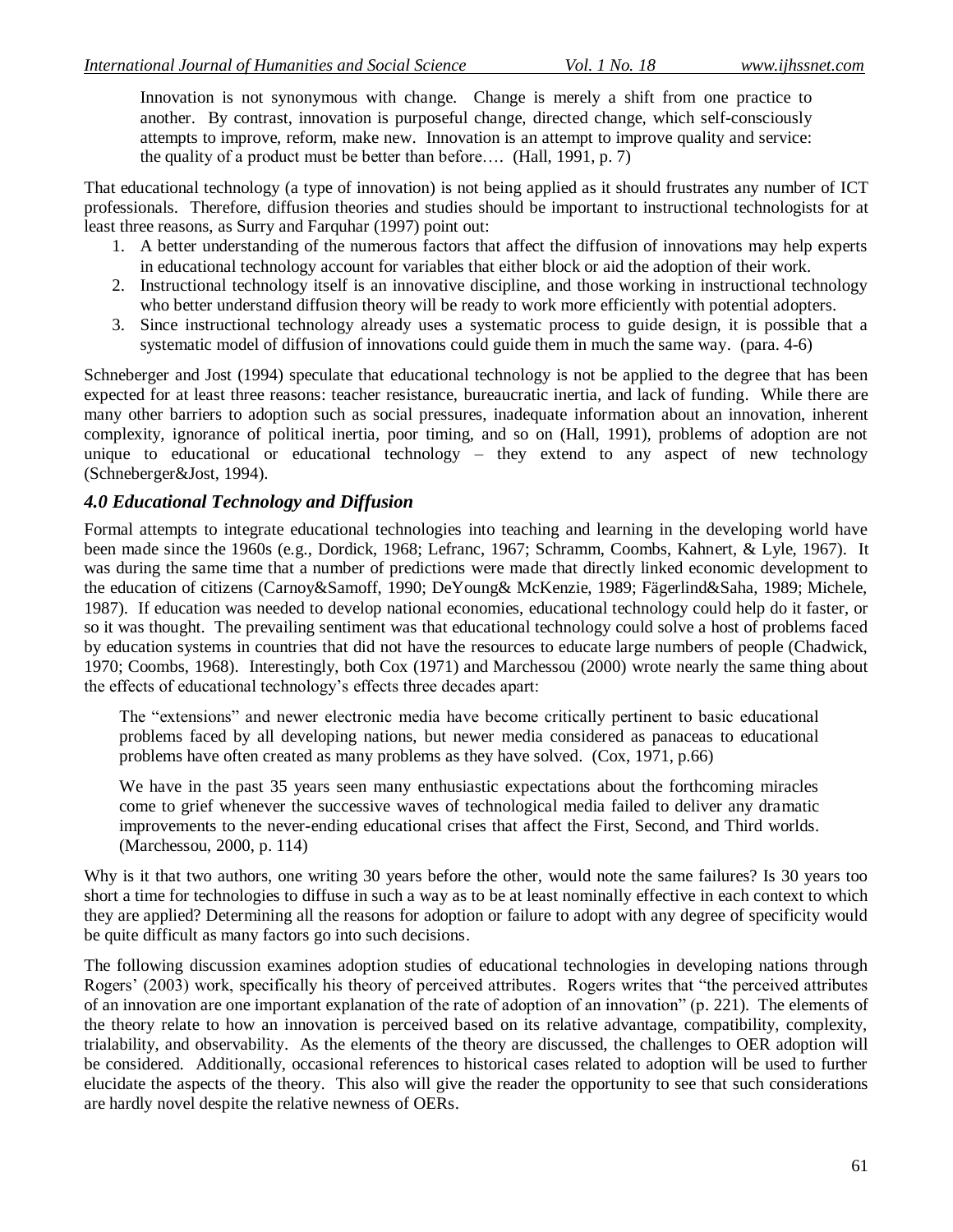> Innovation is not synonymous with change. Change is merely a shift from one practice to another. By contrast, innovation is purposeful change, directed change, which self-consciously attempts to improve, reform, make new. Innovation is an attempt to improve quality and service: the quality of a product must be better than before…. (Hall, 1991, p. 7)

That educational technology (a type of innovation) is not being applied as it should frustrates any number of ICT professionals. Therefore, diffusion theories and studies should be important to instructional technologists for at least three reasons, as Surry and Farquhar (1997) point out:

1. A better understanding of the numerous factors that affect the diffusion of innovations may help experts in educational technology account for variables that either block or aid the adoption of their work.
2. Instructional technology itself is an innovative discipline, and those working in instructional technology who better understand diffusion theory will be ready to work more efficiently with potential adopters.
3. Since instructional technology already uses a systematic process to guide design, it is possible that a systematic model of diffusion of innovations could guide them in much the same way. (para. 4-6)

Schneberger and Jost (1994) speculate that educational technology is not be applied to the degree that has been expected for at least three reasons: teacher resistance, bureaucratic inertia, and lack of funding. While there are many other barriers to adoption such as social pressures, inadequate information about an innovation, inherent complexity, ignorance of political inertia, poor timing, and so on (Hall, 1991), problems of adoption are not unique to educational or educational technology – they extend to any aspect of new technology (Schneberger&Jost, 1994).

### *4.0 Educational Technology and Diffusion*

Formal attempts to integrate educational technologies into teaching and learning in the developing world have been made since the 1960s (e.g., Dordick, 1968; Lefranc, 1967; Schramm, Coombs, Kahnert, & Lyle, 1967). It was during the same time that a number of predictions were made that directly linked economic development to the education of citizens (Carnoy&Samoff, 1990; DeYoung& McKenzie, 1989; Fägerlind&Saha, 1989; Michele, 1987). If education was needed to develop national economies, educational technology could help do it faster, or so it was thought. The prevailing sentiment was that educational technology could solve a host of problems faced by education systems in countries that did not have the resources to educate large numbers of people (Chadwick, 1970; Coombs, 1968). Interestingly, both Cox (1971) and Marchessou (2000) wrote nearly the same thing about the effects of educational technology's effects three decades apart:

> The "extensions" and newer electronic media have become critically pertinent to basic educational problems faced by all developing nations, but newer media considered as panaceas to educational problems have often created as many problems as they have solved. (Cox, 1971, p.66)

> We have in the past 35 years seen many enthusiastic expectations about the forthcoming miracles come to grief whenever the successive waves of technological media failed to deliver any dramatic improvements to the never-ending educational crises that affect the First, Second, and Third worlds. (Marchessou, 2000, p. 114)

Why is it that two authors, one writing 30 years before the other, would note the same failures? Is 30 years too short a time for technologies to diffuse in such a way as to be at least nominally effective in each context to which they are applied? Determining all the reasons for adoption or failure to adopt with any degree of specificity would be quite difficult as many factors go into such decisions.

The following discussion examines adoption studies of educational technologies in developing nations through Rogers' (2003) work, specifically his theory of perceived attributes. Rogers writes that "the perceived attributes of an innovation are one important explanation of the rate of adoption of an innovation" (p. 221). The elements of the theory relate to how an innovation is perceived based on its relative advantage, compatibility, complexity, trialability, and observability. As the elements of the theory are discussed, the challenges to OER adoption will be considered. Additionally, occasional references to historical cases related to adoption will be used to further elucidate the aspects of the theory. This also will give the reader the opportunity to see that such considerations are hardly novel despite the relative newness of OERs.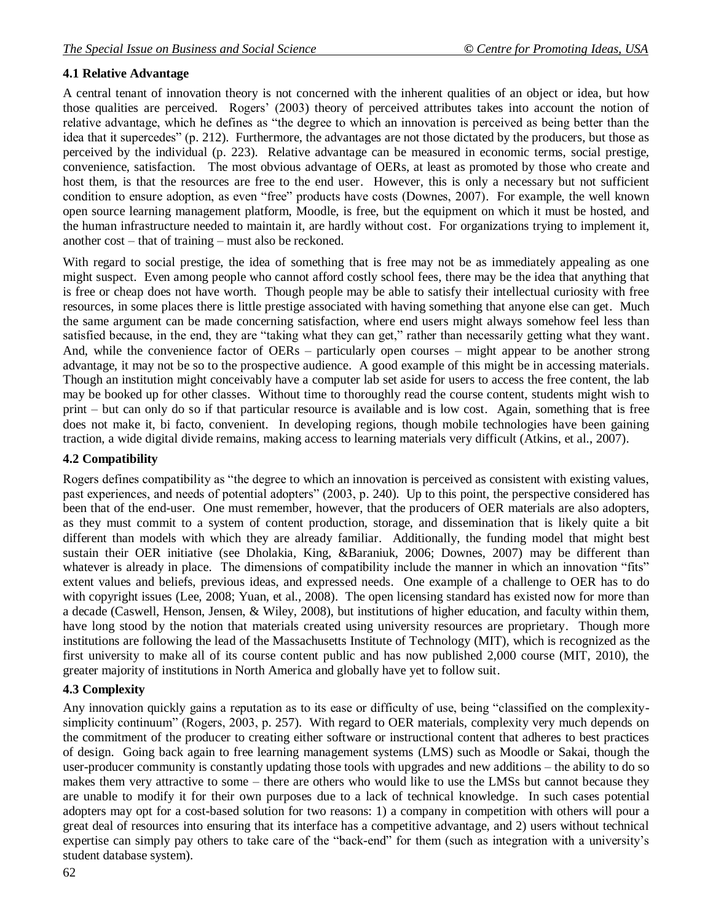### 4.1 Relative Advantage

A central tenant of innovation theory is not concerned with the inherent qualities of an object or idea, but how those qualities are perceived. Rogers' (2003) theory of perceived attributes takes into account the notion of relative advantage, which he defines as "the degree to which an innovation is perceived as being better than the idea that it supercedes" (p. 212). Furthermore, the advantages are not those dictated by the producers, but those as perceived by the individual (p. 223). Relative advantage can be measured in economic terms, social prestige, convenience, satisfaction. The most obvious advantage of OERs, at least as promoted by those who create and host them, is that the resources are free to the end user. However, this is only a necessary but not sufficient condition to ensure adoption, as even "free" products have costs (Downes, 2007). For example, the well known open source learning management platform, Moodle, is free, but the equipment on which it must be hosted, and the human infrastructure needed to maintain it, are hardly without cost. For organizations trying to implement it, another cost – that of training – must also be reckoned.

With regard to social prestige, the idea of something that is free may not be as immediately appealing as one might suspect. Even among people who cannot afford costly school fees, there may be the idea that anything that is free or cheap does not have worth. Though people may be able to satisfy their intellectual curiosity with free resources, in some places there is little prestige associated with having something that anyone else can get. Much the same argument can be made concerning satisfaction, where end users might always somehow feel less than satisfied because, in the end, they are "taking what they can get," rather than necessarily getting what they want. And, while the convenience factor of OERs – particularly open courses – might appear to be another strong advantage, it may not be so to the prospective audience. A good example of this might be in accessing materials. Though an institution might conceivably have a computer lab set aside for users to access the free content, the lab may be booked up for other classes. Without time to thoroughly read the course content, students might wish to print – but can only do so if that particular resource is available and is low cost. Again, something that is free does not make it, bi facto, convenient. In developing regions, though mobile technologies have been gaining traction, a wide digital divide remains, making access to learning materials very difficult (Atkins, et al., 2007).

### 4.2 Compatibility

Rogers defines compatibility as "the degree to which an innovation is perceived as consistent with existing values, past experiences, and needs of potential adopters" (2003, p. 240). Up to this point, the perspective considered has been that of the end-user. One must remember, however, that the producers of OER materials are also adopters, as they must commit to a system of content production, storage, and dissemination that is likely quite a bit different than models with which they are already familiar. Additionally, the funding model that might best sustain their OER initiative (see Dholakia, King, &Baraniuk, 2006; Downes, 2007) may be different than whatever is already in place. The dimensions of compatibility include the manner in which an innovation "fits" extent values and beliefs, previous ideas, and expressed needs. One example of a challenge to OER has to do with copyright issues (Lee, 2008; Yuan, et al., 2008). The open licensing standard has existed now for more than a decade (Caswell, Henson, Jensen, & Wiley, 2008), but institutions of higher education, and faculty within them, have long stood by the notion that materials created using university resources are proprietary. Though more institutions are following the lead of the Massachusetts Institute of Technology (MIT), which is recognized as the first university to make all of its course content public and has now published 2,000 course (MIT, 2010), the greater majority of institutions in North America and globally have yet to follow suit.

### 4.3 Complexity

Any innovation quickly gains a reputation as to its ease or difficulty of use, being "classified on the complexity-simplicity continuum" (Rogers, 2003, p. 257). With regard to OER materials, complexity very much depends on the commitment of the producer to creating either software or instructional content that adheres to best practices of design. Going back again to free learning management systems (LMS) such as Moodle or Sakai, though the user-producer community is constantly updating those tools with upgrades and new additions – the ability to do so makes them very attractive to some – there are others who would like to use the LMSs but cannot because they are unable to modify it for their own purposes due to a lack of technical knowledge. In such cases potential adopters may opt for a cost-based solution for two reasons: 1) a company in competition with others will pour a great deal of resources into ensuring that its interface has a competitive advantage, and 2) users without technical expertise can simply pay others to take care of the "back-end" for them (such as integration with a university's student database system).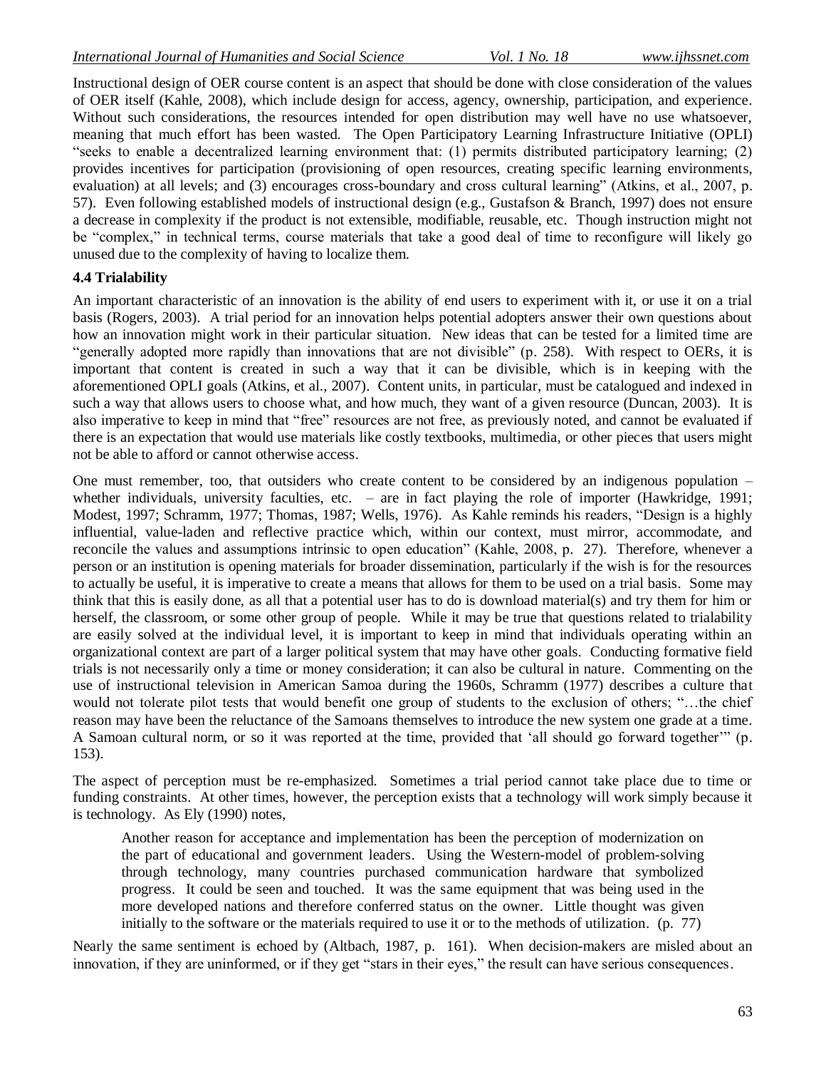Instructional design of OER course content is an aspect that should be done with close consideration of the values of OER itself (Kahle, 2008), which include design for access, agency, ownership, participation, and experience. Without such considerations, the resources intended for open distribution may well have no use whatsoever, meaning that much effort has been wasted. The Open Participatory Learning Infrastructure Initiative (OPLI) "seeks to enable a decentralized learning environment that: (1) permits distributed participatory learning; (2) provides incentives for participation (provisioning of open resources, creating specific learning environments, evaluation) at all levels; and (3) encourages cross-boundary and cross cultural learning" (Atkins, et al., 2007, p. 57). Even following established models of instructional design (e.g., Gustafson & Branch, 1997) does not ensure a decrease in complexity if the product is not extensible, modifiable, reusable, etc. Though instruction might not be "complex," in technical terms, course materials that take a good deal of time to reconfigure will likely go unused due to the complexity of having to localize them.

### 4.4 Trialability

An important characteristic of an innovation is the ability of end users to experiment with it, or use it on a trial basis (Rogers, 2003). A trial period for an innovation helps potential adopters answer their own questions about how an innovation might work in their particular situation. New ideas that can be tested for a limited time are "generally adopted more rapidly than innovations that are not divisible" (p. 258). With respect to OERs, it is important that content is created in such a way that it can be divisible, which is in keeping with the aforementioned OPLI goals (Atkins, et al., 2007). Content units, in particular, must be catalogued and indexed in such a way that allows users to choose what, and how much, they want of a given resource (Duncan, 2003). It is also imperative to keep in mind that "free" resources are not free, as previously noted, and cannot be evaluated if there is an expectation that would use materials like costly textbooks, multimedia, or other pieces that users might not be able to afford or cannot otherwise access.

One must remember, too, that outsiders who create content to be considered by an indigenous population – whether individuals, university faculties, etc. – are in fact playing the role of importer (Hawkridge, 1991; Modest, 1997; Schramm, 1977; Thomas, 1987; Wells, 1976). As Kahle reminds his readers, "Design is a highly influential, value-laden and reflective practice which, within our context, must mirror, accommodate, and reconcile the values and assumptions intrinsic to open education" (Kahle, 2008, p. 27). Therefore, whenever a person or an institution is opening materials for broader dissemination, particularly if the wish is for the resources to actually be useful, it is imperative to create a means that allows for them to be used on a trial basis. Some may think that this is easily done, as all that a potential user has to do is download material(s) and try them for him or herself, the classroom, or some other group of people. While it may be true that questions related to trialability are easily solved at the individual level, it is important to keep in mind that individuals operating within an organizational context are part of a larger political system that may have other goals. Conducting formative field trials is not necessarily only a time or money consideration; it can also be cultural in nature. Commenting on the use of instructional television in American Samoa during the 1960s, Schramm (1977) describes a culture that would not tolerate pilot tests that would benefit one group of students to the exclusion of others; "…the chief reason may have been the reluctance of the Samoans themselves to introduce the new system one grade at a time. A Samoan cultural norm, or so it was reported at the time, provided that 'all should go forward together'" (p. 153).

The aspect of perception must be re-emphasized. Sometimes a trial period cannot take place due to time or funding constraints. At other times, however, the perception exists that a technology will work simply because it is technology. As Ely (1990) notes,

> Another reason for acceptance and implementation has been the perception of modernization on the part of educational and government leaders. Using the Western-model of problem-solving through technology, many countries purchased communication hardware that symbolized progress. It could be seen and touched. It was the same equipment that was being used in the more developed nations and therefore conferred status on the owner. Little thought was given initially to the software or the materials required to use it or to the methods of utilization. (p. 77)

Nearly the same sentiment is echoed by (Altbach, 1987, p. 161). When decision-makers are misled about an innovation, if they are uninformed, or if they get "stars in their eyes," the result can have serious consequences.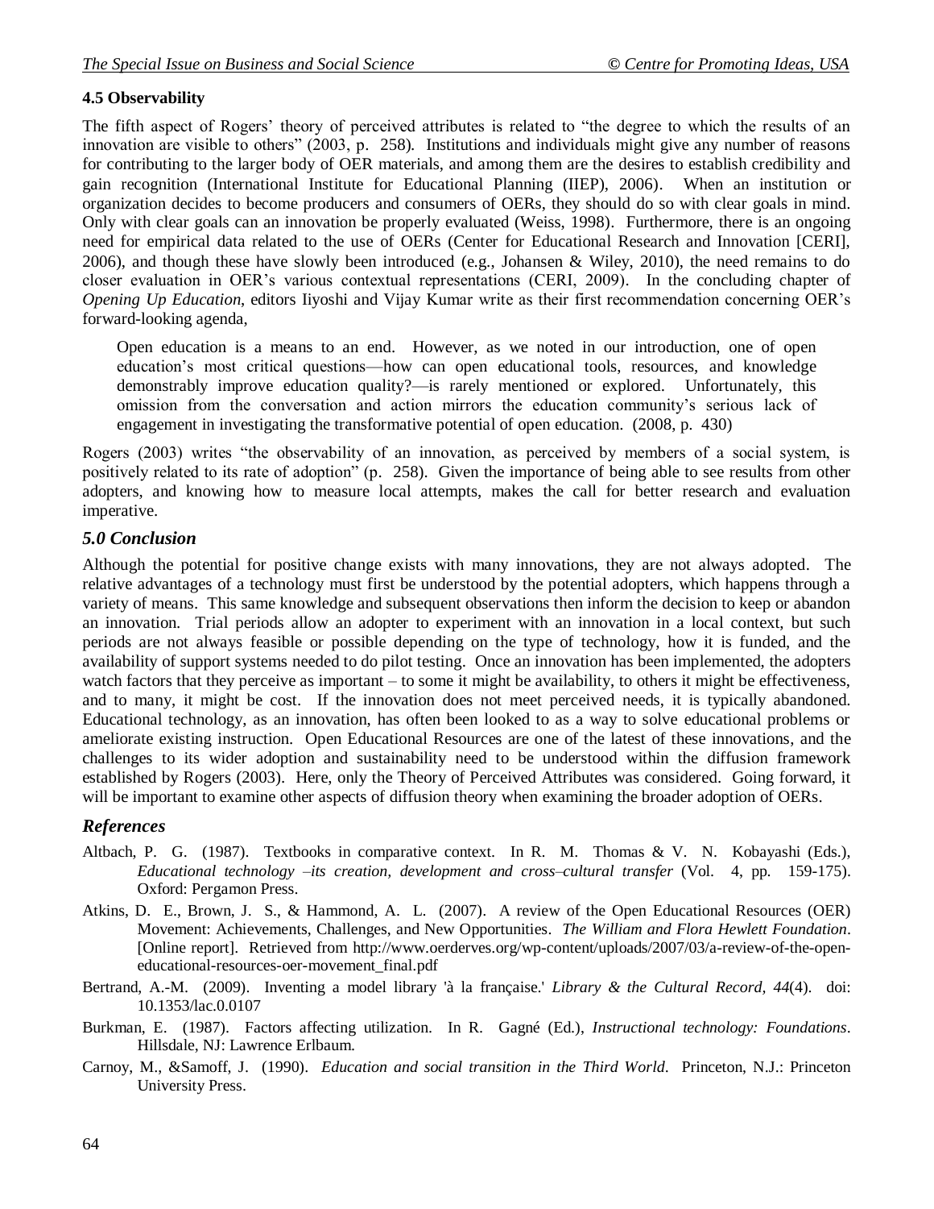### 4.5 Observability

The fifth aspect of Rogers' theory of perceived attributes is related to "the degree to which the results of an innovation are visible to others" (2003, p. 258). Institutions and individuals might give any number of reasons for contributing to the larger body of OER materials, and among them are the desires to establish credibility and gain recognition (International Institute for Educational Planning (IIEP), 2006). When an institution or organization decides to become producers and consumers of OERs, they should do so with clear goals in mind. Only with clear goals can an innovation be properly evaluated (Weiss, 1998). Furthermore, there is an ongoing need for empirical data related to the use of OERs (Center for Educational Research and Innovation [CERI], 2006), and though these have slowly been introduced (e.g., Johansen & Wiley, 2010), the need remains to do closer evaluation in OER's various contextual representations (CERI, 2009). In the concluding chapter of *Opening Up Education*, editors Iiyoshi and Vijay Kumar write as their first recommendation concerning OER's forward-looking agenda,

> Open education is a means to an end. However, as we noted in our introduction, one of open education's most critical questions—how can open educational tools, resources, and knowledge demonstrably improve education quality?—is rarely mentioned or explored. Unfortunately, this omission from the conversation and action mirrors the education community's serious lack of engagement in investigating the transformative potential of open education. (2008, p. 430)

Rogers (2003) writes "the observability of an innovation, as perceived by members of a social system, is positively related to its rate of adoption" (p. 258). Given the importance of being able to see results from other adopters, and knowing how to measure local attempts, makes the call for better research and evaluation imperative.

## *5.0 Conclusion*

Although the potential for positive change exists with many innovations, they are not always adopted. The relative advantages of a technology must first be understood by the potential adopters, which happens through a variety of means. This same knowledge and subsequent observations then inform the decision to keep or abandon an innovation. Trial periods allow an adopter to experiment with an innovation in a local context, but such periods are not always feasible or possible depending on the type of technology, how it is funded, and the availability of support systems needed to do pilot testing. Once an innovation has been implemented, the adopters watch factors that they perceive as important – to some it might be availability, to others it might be effectiveness, and to many, it might be cost. If the innovation does not meet perceived needs, it is typically abandoned. Educational technology, as an innovation, has often been looked to as a way to solve educational problems or ameliorate existing instruction. Open Educational Resources are one of the latest of these innovations, and the challenges to its wider adoption and sustainability need to be understood within the diffusion framework established by Rogers (2003). Here, only the Theory of Perceived Attributes was considered. Going forward, it will be important to examine other aspects of diffusion theory when examining the broader adoption of OERs.

## *References*

Altbach, P. G. (1987). Textbooks in comparative context. In R. M. Thomas & V. N. Kobayashi (Eds.), *Educational technology –its creation, development and cross–cultural transfer* (Vol. 4, pp. 159-175). Oxford: Pergamon Press.

Atkins, D. E., Brown, J. S., & Hammond, A. L. (2007). A review of the Open Educational Resources (OER) Movement: Achievements, Challenges, and New Opportunities. *The William and Flora Hewlett Foundation*. [Online report]. Retrieved from http://www.oerderves.org/wp-content/uploads/2007/03/a-review-of-the-open-educational-resources-oer-movement_final.pdf

Bertrand, A.-M. (2009). Inventing a model library 'à la française.' *Library & the Cultural Record, 44*(4). doi: 10.1353/lac.0.0107

Burkman, E. (1987). Factors affecting utilization. In R. Gagné (Ed.), *Instructional technology: Foundations*. Hillsdale, NJ: Lawrence Erlbaum.

Carnoy, M., &Samoff, J. (1990). *Education and social transition in the Third World*. Princeton, N.J.: Princeton University Press.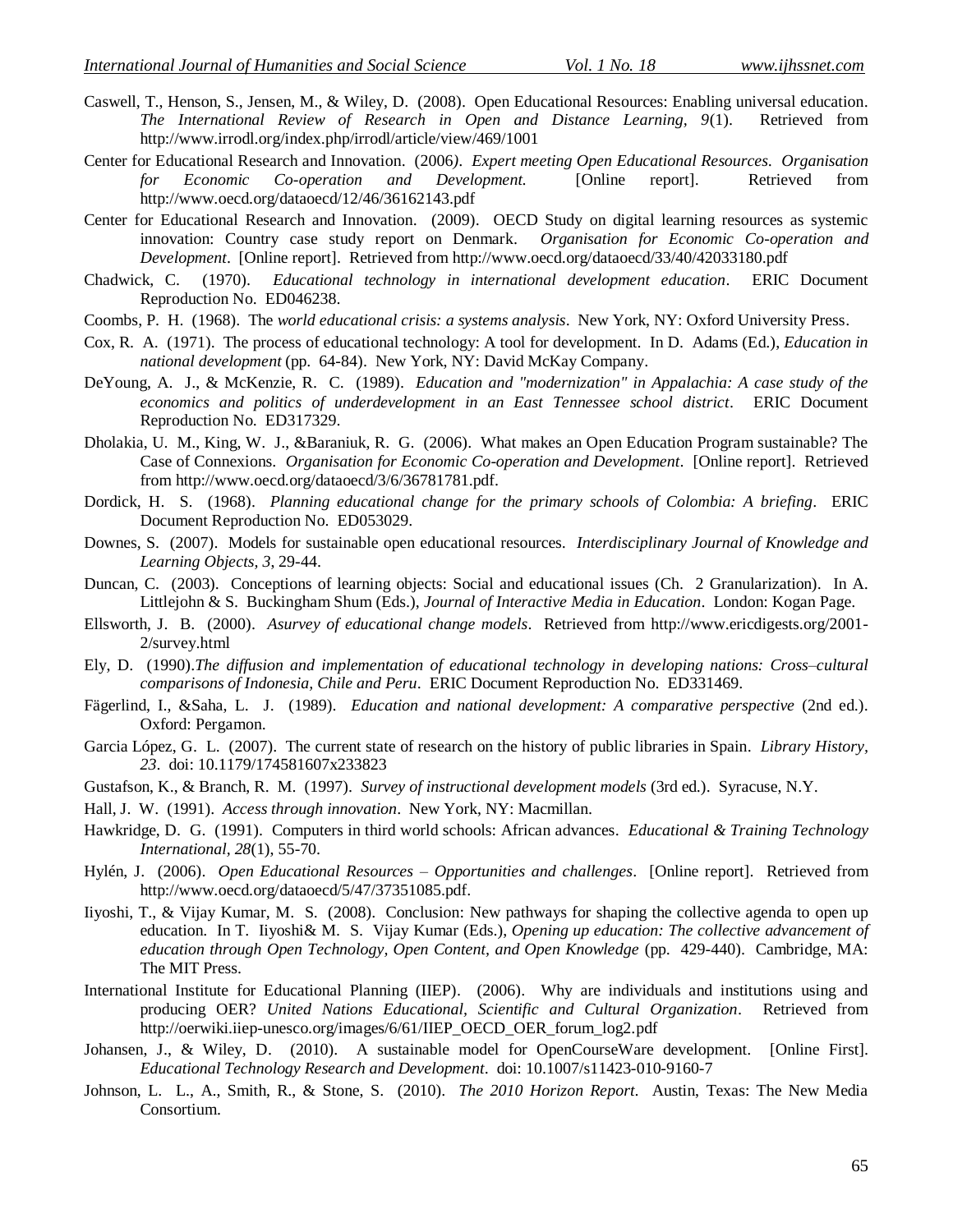Caswell, T., Henson, S., Jensen, M., & Wiley, D. (2008). Open Educational Resources: Enabling universal education. *The International Review of Research in Open and Distance Learning, 9*(1). Retrieved from http://www.irrodl.org/index.php/irrodl/article/view/469/1001

Center for Educational Research and Innovation. (2006). *Expert meeting Open Educational Resources. Organisation for Economic Co-operation and Development.* [Online report]. Retrieved from http://www.oecd.org/dataoecd/12/46/36162143.pdf

Center for Educational Research and Innovation. (2009). OECD Study on digital learning resources as systemic innovation: Country case study report on Denmark. *Organisation for Economic Co-operation and Development*. [Online report]. Retrieved from http://www.oecd.org/dataoecd/33/40/42033180.pdf

Chadwick, C. (1970). *Educational technology in international development education*. ERIC Document Reproduction No. ED046238.

Coombs, P. H. (1968). The *world educational crisis: a systems analysis*. New York, NY: Oxford University Press.

Cox, R. A. (1971). The process of educational technology: A tool for development. In D. Adams (Ed.), *Education in national development* (pp. 64-84). New York, NY: David McKay Company.

DeYoung, A. J., & McKenzie, R. C. (1989). *Education and "modernization" in Appalachia: A case study of the economics and politics of underdevelopment in an East Tennessee school district*. ERIC Document Reproduction No. ED317329.

Dholakia, U. M., King, W. J., &Baraniuk, R. G. (2006). What makes an Open Education Program sustainable? The Case of Connexions. *Organisation for Economic Co-operation and Development*. [Online report]. Retrieved from http://www.oecd.org/dataoecd/3/6/36781781.pdf.

Dordick, H. S. (1968). *Planning educational change for the primary schools of Colombia: A briefing*. ERIC Document Reproduction No. ED053029.

Downes, S. (2007). Models for sustainable open educational resources. *Interdisciplinary Journal of Knowledge and Learning Objects, 3*, 29-44.

Duncan, C. (2003). Conceptions of learning objects: Social and educational issues (Ch. 2 Granularization). In A. Littlejohn & S. Buckingham Shum (Eds.), *Journal of Interactive Media in Education*. London: Kogan Page.

Ellsworth, J. B. (2000). *Asurvey of educational change models*. Retrieved from http://www.ericdigests.org/2001-2/survey.html

Ely, D. (1990).*The diffusion and implementation of educational technology in developing nations: Cross–cultural comparisons of Indonesia, Chile and Peru*. ERIC Document Reproduction No. ED331469.

Fägerlind, I., &Saha, L. J. (1989). *Education and national development: A comparative perspective* (2nd ed.). Oxford: Pergamon.

Garcia López, G. L. (2007). The current state of research on the history of public libraries in Spain. *Library History, 23*. doi: 10.1179/174581607x233823

Gustafson, K., & Branch, R. M. (1997). *Survey of instructional development models* (3rd ed.). Syracuse, N.Y.

Hall, J. W. (1991). *Access through innovation*. New York, NY: Macmillan.

Hawkridge, D. G. (1991). Computers in third world schools: African advances. *Educational & Training Technology International, 28*(1), 55-70.

Hylén, J. (2006). *Open Educational Resources – Opportunities and challenges*. [Online report]. Retrieved from http://www.oecd.org/dataoecd/5/47/37351085.pdf.

Iiyoshi, T., & Vijay Kumar, M. S. (2008). Conclusion: New pathways for shaping the collective agenda to open up education. In T. Iiyoshi& M. S. Vijay Kumar (Eds.), *Opening up education: The collective advancement of education through Open Technology, Open Content, and Open Knowledge* (pp. 429-440). Cambridge, MA: The MIT Press.

International Institute for Educational Planning (IIEP). (2006). Why are individuals and institutions using and producing OER? *United Nations Educational, Scientific and Cultural Organization*. Retrieved from http://oerwiki.iiep-unesco.org/images/6/61/IIEP_OECD_OER_forum_log2.pdf

Johansen, J., & Wiley, D. (2010). A sustainable model for OpenCourseWare development. [Online First]. *Educational Technology Research and Development*. doi: 10.1007/s11423-010-9160-7

Johnson, L. L., A., Smith, R., & Stone, S. (2010). *The 2010 Horizon Report*. Austin, Texas: The New Media Consortium.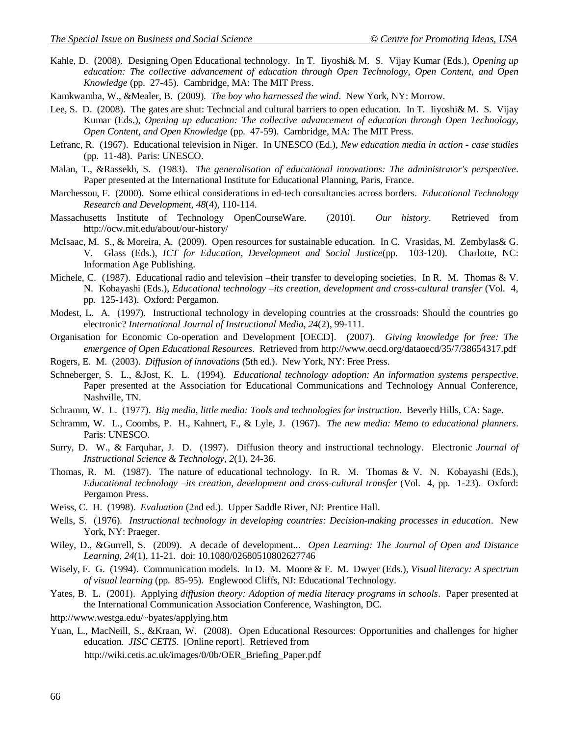Kahle, D. (2008). Designing Open Educational technology. In T. Iiyoshi& M. S. Vijay Kumar (Eds.), *Opening up education: The collective advancement of education through Open Technology, Open Content, and Open Knowledge* (pp. 27-45). Cambridge, MA: The MIT Press.

Kamkwamba, W., &Mealer, B. (2009). *The boy who harnessed the wind*. New York, NY: Morrow.

Lee, S. D. (2008). The gates are shut: Techncial and cultural barriers to open education. In T. Iiyoshi& M. S. Vijay Kumar (Eds.), *Opening up education: The collective advancement of education through Open Technology, Open Content, and Open Knowledge* (pp. 47-59). Cambridge, MA: The MIT Press.

Lefranc, R. (1967). Educational television in Niger. In UNESCO (Ed.), *New education media in action - case studies* (pp. 11-48). Paris: UNESCO.

Malan, T., &Rassekh, S. (1983). *The generalisation of educational innovations: The administrator's perspective*. Paper presented at the International Institute for Educational Planning, Paris, France.

Marchessou, F. (2000). Some ethical considerations in ed-tech consultancies across borders. *Educational Technology Research and Development, 48*(4), 110-114.

Massachusetts Institute of Technology OpenCourseWare. (2010). *Our history*. Retrieved from http://ocw.mit.edu/about/our-history/

McIsaac, M. S., & Moreira, A. (2009). Open resources for sustainable education. In C. Vrasidas, M. Zembylas& G. V. Glass (Eds.), *ICT for Education, Development and Social Justice*(pp. 103-120). Charlotte, NC: Information Age Publishing.

Michele, C. (1987). Educational radio and television –their transfer to developing societies. In R. M. Thomas & V. N. Kobayashi (Eds.), *Educational technology –its creation, development and cross-cultural transfer* (Vol. 4, pp. 125-143). Oxford: Pergamon.

Modest, L. A. (1997). Instructional technology in developing countries at the crossroads: Should the countries go electronic? *International Journal of Instructional Media, 24*(2), 99-111.

Organisation for Economic Co-operation and Development [OECD]. (2007). *Giving knowledge for free: The emergence of Open Educational Resources*. Retrieved from http://www.oecd.org/dataoecd/35/7/38654317.pdf

Rogers, E. M. (2003). *Diffusion of innovations* (5th ed.). New York, NY: Free Press.

Schneberger, S. L., &Jost, K. L. (1994). *Educational technology adoption: An information systems perspective*. Paper presented at the Association for Educational Communications and Technology Annual Conference, Nashville, TN.

Schramm, W. L. (1977). *Big media, little media: Tools and technologies for instruction*. Beverly Hills, CA: Sage.

Schramm, W. L., Coombs, P. H., Kahnert, F., & Lyle, J. (1967). *The new media: Memo to educational planners*. Paris: UNESCO.

Surry, D. W., & Farquhar, J. D. (1997). Diffusion theory and instructional technology. Electronic *Journal of Instructional Science & Technology, 2*(1), 24-36.

Thomas, R. M. (1987). The nature of educational technology. In R. M. Thomas & V. N. Kobayashi (Eds.), *Educational technology –its creation, development and cross-cultural transfer* (Vol. 4, pp. 1-23). Oxford: Pergamon Press.

Weiss, C. H. (1998). *Evaluation* (2nd ed.). Upper Saddle River, NJ: Prentice Hall.

Wells, S. (1976). *Instructional technology in developing countries: Decision-making processes in education*. New York, NY: Praeger.

Wiley, D., &Gurrell, S. (2009). A decade of development... *Open Learning: The Journal of Open and Distance Learning, 24*(1), 11-21. doi: 10.1080/02680510802627746

Wisely, F. G. (1994). Communication models. In D. M. Moore & F. M. Dwyer (Eds.), *Visual literacy: A spectrum of visual learning* (pp. 85-95). Englewood Cliffs, NJ: Educational Technology.

Yates, B. L. (2001). Applying *diffusion theory: Adoption of media literacy programs in schools*. Paper presented at the International Communication Association Conference, Washington, DC.

http://www.westga.edu/~byates/applying.htm

Yuan, L., MacNeill, S., &Kraan, W. (2008). Open Educational Resources: Opportunities and challenges for higher education. *JISC CETIS*. [Online report]. Retrieved from http://wiki.cetis.ac.uk/images/0/0b/OER_Briefing_Paper.pdf